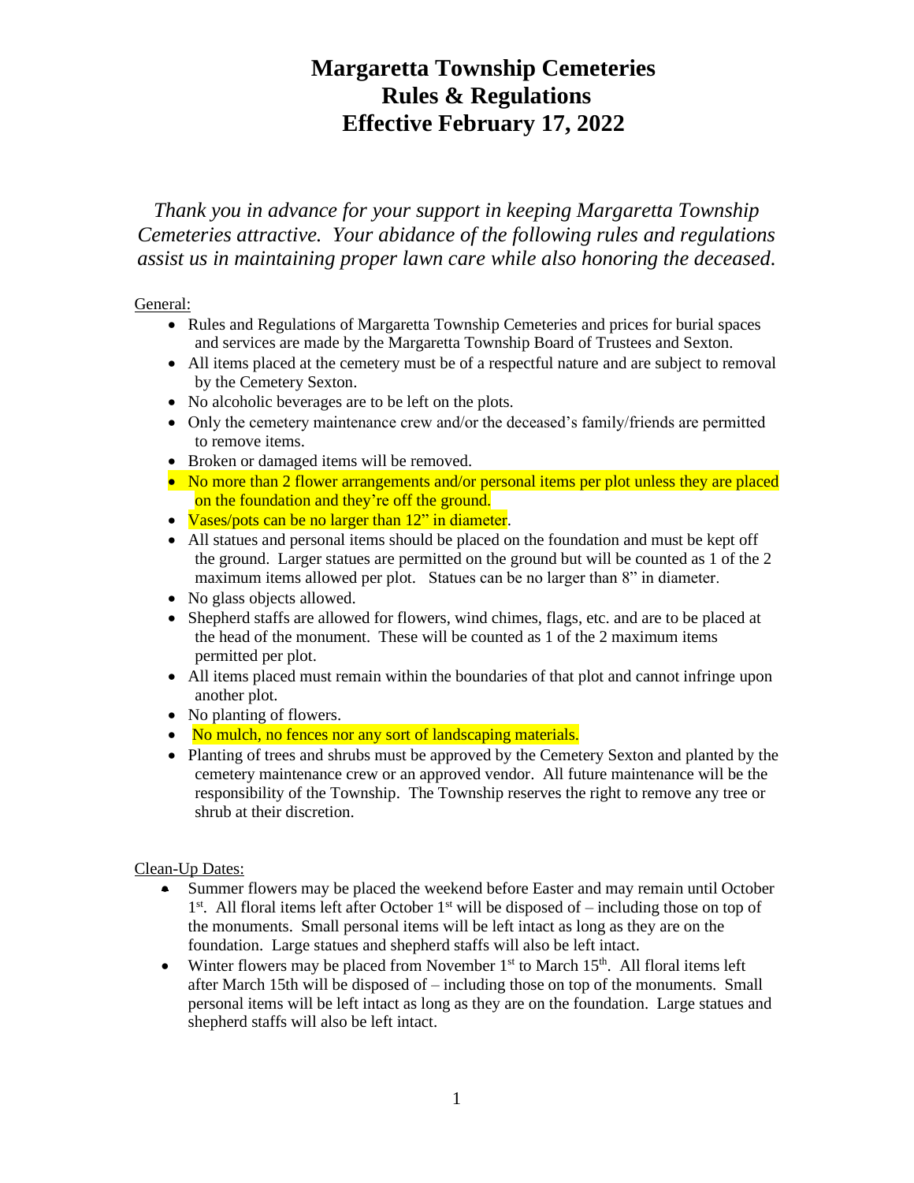# Margaretta Township Cemeteries
# Rules & Regulations
# Effective February 17, 2022

*Thank you in advance for your support in keeping Margaretta Township Cemeteries attractive. Your abidance of the following rules and regulations assist us in maintaining proper lawn care while also honoring the deceased.*

General:

- Rules and Regulations of Margaretta Township Cemeteries and prices for burial spaces and services are made by the Margaretta Township Board of Trustees and Sexton.
- All items placed at the cemetery must be of a respectful nature and are subject to removal by the Cemetery Sexton.
- No alcoholic beverages are to be left on the plots.
- Only the cemetery maintenance crew and/or the deceased's family/friends are permitted to remove items.
- Broken or damaged items will be removed.
- No more than 2 flower arrangements and/or personal items per plot unless they are placed on the foundation and they're off the ground.
- Vases/pots can be no larger than 12" in diameter.
- All statues and personal items should be placed on the foundation and must be kept off the ground. Larger statues are permitted on the ground but will be counted as 1 of the 2 maximum items allowed per plot. Statues can be no larger than 8" in diameter.
- No glass objects allowed.
- Shepherd staffs are allowed for flowers, wind chimes, flags, etc. and are to be placed at the head of the monument. These will be counted as 1 of the 2 maximum items permitted per plot.
- All items placed must remain within the boundaries of that plot and cannot infringe upon another plot.
- No planting of flowers.
- No mulch, no fences nor any sort of landscaping materials.
- Planting of trees and shrubs must be approved by the Cemetery Sexton and planted by the cemetery maintenance crew or an approved vendor. All future maintenance will be the responsibility of the Township. The Township reserves the right to remove any tree or shrub at their discretion.

Clean-Up Dates:

- Summer flowers may be placed the weekend before Easter and may remain until October 1st. All floral items left after October 1st will be disposed of – including those on top of the monuments. Small personal items will be left intact as long as they are on the foundation. Large statues and shepherd staffs will also be left intact.
- Winter flowers may be placed from November 1st to March 15th. All floral items left after March 15th will be disposed of – including those on top of the monuments. Small personal items will be left intact as long as they are on the foundation. Large statues and shepherd staffs will also be left intact.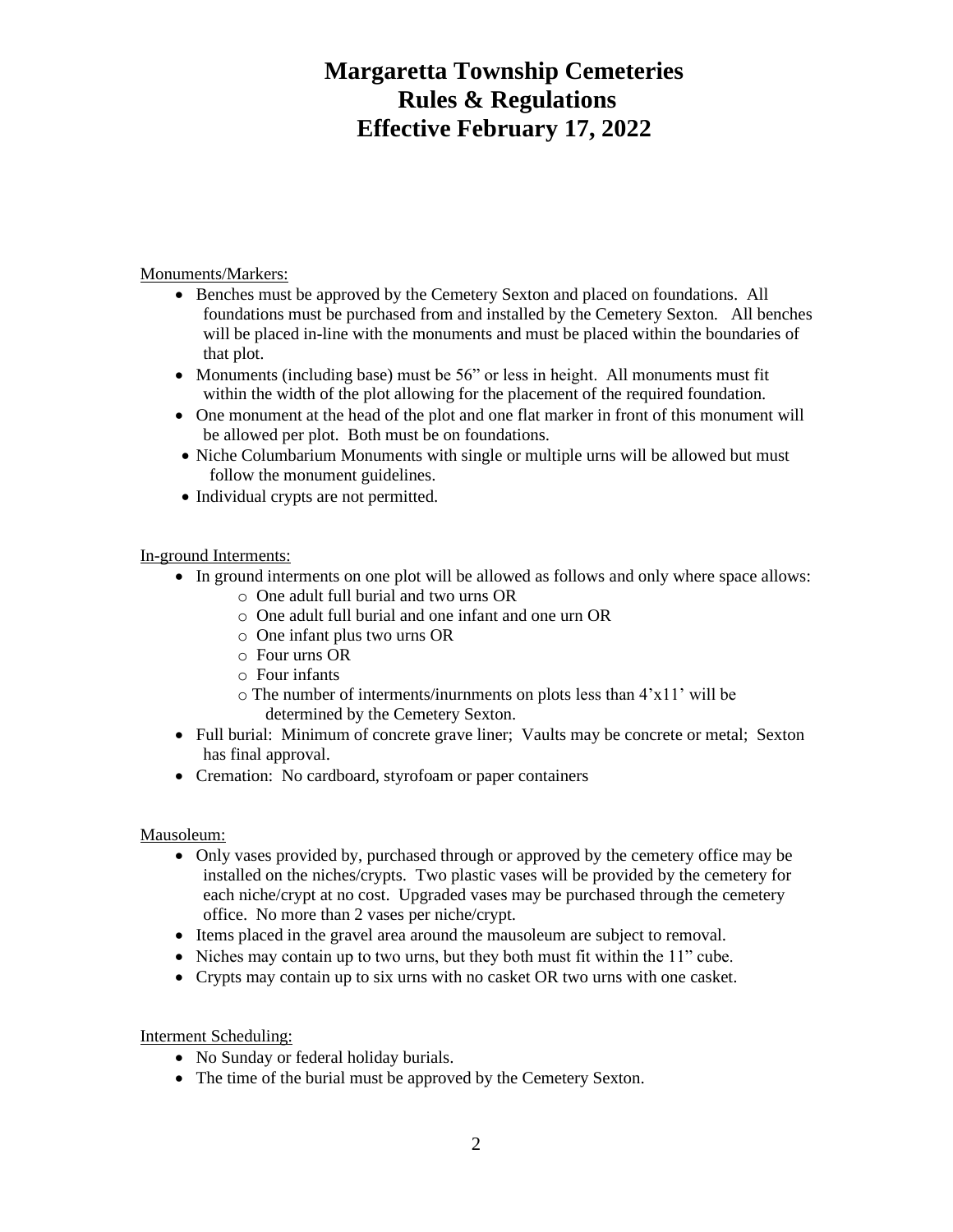# Margaretta Township Cemeteries
# Rules & Regulations
# Effective February 17, 2022

Monuments/Markers:

- Benches must be approved by the Cemetery Sexton and placed on foundations. All foundations must be purchased from and installed by the Cemetery Sexton. All benches will be placed in-line with the monuments and must be placed within the boundaries of that plot.
- Monuments (including base) must be 56" or less in height. All monuments must fit within the width of the plot allowing for the placement of the required foundation.
- One monument at the head of the plot and one flat marker in front of this monument will be allowed per plot. Both must be on foundations.
- Niche Columbarium Monuments with single or multiple urns will be allowed but must follow the monument guidelines.
- Individual crypts are not permitted.

In-ground Interments:

- In ground interments on one plot will be allowed as follows and only where space allows:
  - One adult full burial and two urns OR
  - One adult full burial and one infant and one urn OR
  - One infant plus two urns OR
  - Four urns OR
  - Four infants
  - The number of interments/inurnments on plots less than 4'x11' will be determined by the Cemetery Sexton.
- Full burial: Minimum of concrete grave liner; Vaults may be concrete or metal; Sexton has final approval.
- Cremation: No cardboard, styrofoam or paper containers

Mausoleum:

- Only vases provided by, purchased through or approved by the cemetery office may be installed on the niches/crypts. Two plastic vases will be provided by the cemetery for each niche/crypt at no cost. Upgraded vases may be purchased through the cemetery office. No more than 2 vases per niche/crypt.
- Items placed in the gravel area around the mausoleum are subject to removal.
- Niches may contain up to two urns, but they both must fit within the 11" cube.
- Crypts may contain up to six urns with no casket OR two urns with one casket.

Interment Scheduling:

- No Sunday or federal holiday burials.
- The time of the burial must be approved by the Cemetery Sexton.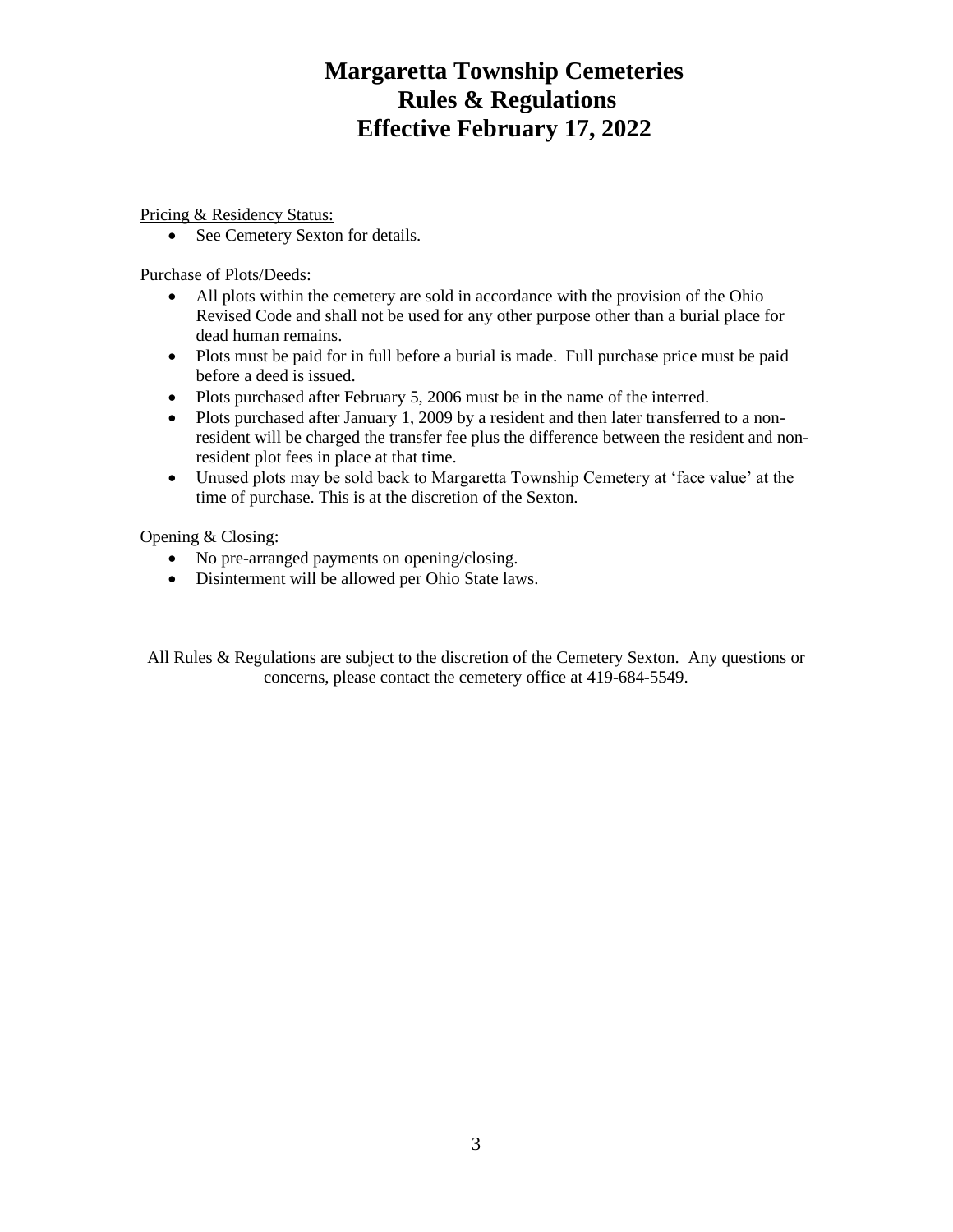# Margaretta Township Cemeteries
# Rules & Regulations
# Effective February 17, 2022

Pricing & Residency Status:

- See Cemetery Sexton for details.

Purchase of Plots/Deeds:

- All plots within the cemetery are sold in accordance with the provision of the Ohio Revised Code and shall not be used for any other purpose other than a burial place for dead human remains.
- Plots must be paid for in full before a burial is made. Full purchase price must be paid before a deed is issued.
- Plots purchased after February 5, 2006 must be in the name of the interred.
- Plots purchased after January 1, 2009 by a resident and then later transferred to a non-resident will be charged the transfer fee plus the difference between the resident and non-resident plot fees in place at that time.
- Unused plots may be sold back to Margaretta Township Cemetery at 'face value' at the time of purchase. This is at the discretion of the Sexton.

Opening & Closing:

- No pre-arranged payments on opening/closing.
- Disinterment will be allowed per Ohio State laws.

All Rules & Regulations are subject to the discretion of the Cemetery Sexton. Any questions or concerns, please contact the cemetery office at 419-684-5549.